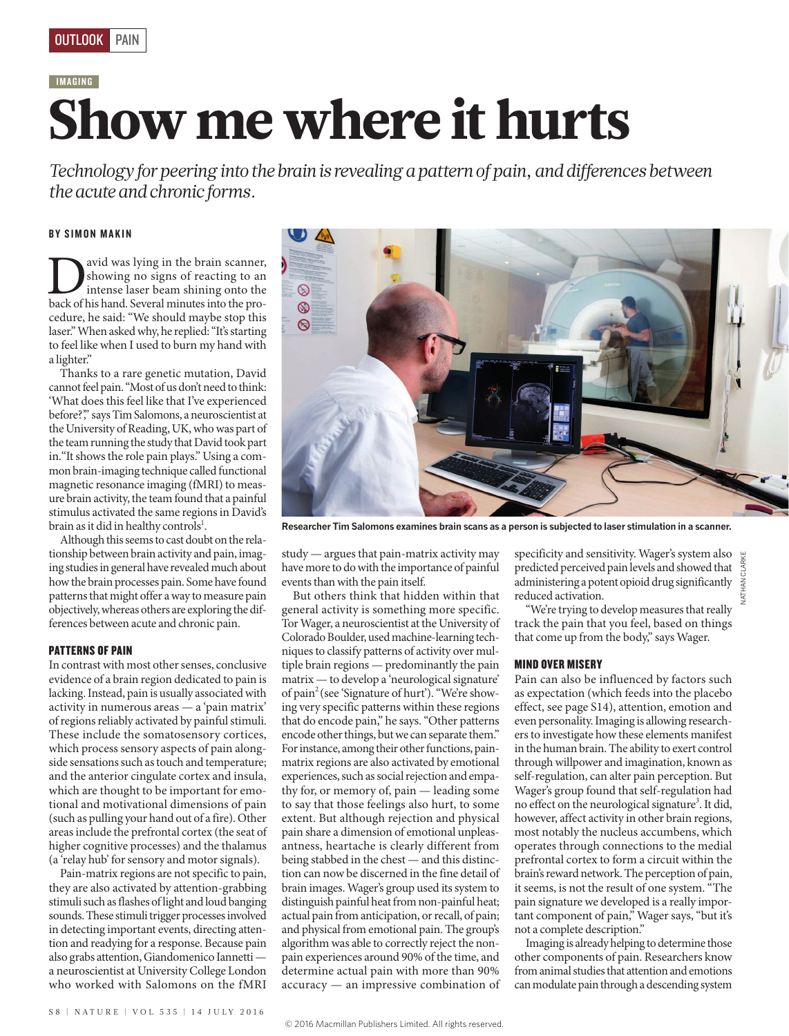OUTLOOK PAIN

IMAGING

# Show me where it hurts

*Technology for peering into the brain is revealing a pattern of pain, and differences between the acute and chronic forms.*

**BY SIMON MAKIN**

David was lying in the brain scanner, showing no signs of reacting to an intense laser beam shining onto the back of his hand. Several minutes into the procedure, he said: "We should maybe stop this laser." When asked why, he replied: "It's starting to feel like when I used to burn my hand with a lighter."

Thanks to a rare genetic mutation, David cannot feel pain. "Most of us don't need to think: 'What does this feel like that I've experienced before?'," says Tim Salomons, a neuroscientist at the University of Reading, UK, who was part of the team running the study that David took part in. "It shows the role pain plays." Using a common brain-imaging technique called functional magnetic resonance imaging (fMRI) to measure brain activity, the team found that a painful stimulus activated the same regions in David's brain as it did in healthy controls[1].

Although this seems to cast doubt on the relationship between brain activity and pain, imaging studies in general have revealed much about how the brain processes pain. Some have found patterns that might offer a way to measure pain objectively, whereas others are exploring the differences between acute and chronic pain.

Researcher Tim Salomons examines brain scans as a person is subjected to laser stimulation in a scanner.

## PATTERNS OF PAIN

In contrast with most other senses, conclusive evidence of a brain region dedicated to pain is lacking. Instead, pain is usually associated with activity in numerous areas — a 'pain matrix' of regions reliably activated by painful stimuli. These include the somatosensory cortices, which process sensory aspects of pain alongside sensations such as touch and temperature; and the anterior cingulate cortex and insula, which are thought to be important for emotional and motivational dimensions of pain (such as pulling your hand out of a fire). Other areas include the prefrontal cortex (the seat of higher cognitive processes) and the thalamus (a 'relay hub' for sensory and motor signals).

Pain-matrix regions are not specific to pain, they are also activated by attention-grabbing stimuli such as flashes of light and loud banging sounds. These stimuli trigger processes involved in detecting important events, directing attention and readying for a response. Because pain also grabs attention, Giandomenico Iannetti — a neuroscientist at University College London who worked with Salomons on the fMRI study — argues that pain-matrix activity may have more to do with the importance of painful events than with the pain itself.

But others think that hidden within that general activity is something more specific. Tor Wager, a neuroscientist at the University of Colorado Boulder, used machine-learning techniques to classify patterns of activity over multiple brain regions — predominantly the pain matrix — to develop a 'neurological signature' of pain[2] (see 'Signature of hurt'). "We're showing very specific patterns within these regions that do encode pain," he says. "Other patterns encode other things, but we can separate them." For instance, among their other functions, pain-matrix regions are also activated by emotional experiences, such as social rejection and empathy for, or memory of, pain — leading some to say that those feelings also hurt, to some extent. But although rejection and physical pain share a dimension of emotional unpleasantness, heartache is clearly different from being stabbed in the chest — and this distinction can now be discerned in the fine detail of brain images. Wager's group used its system to distinguish painful heat from non-painful heat; actual pain from anticipation, or recall, of pain; and physical from emotional pain. The group's algorithm was able to correctly reject the non-pain experiences around 90% of the time, and determine actual pain with more than 90% accuracy — an impressive combination of specificity and sensitivity. Wager's system also predicted perceived pain levels and showed that administering a potent opioid drug significantly reduced activation.

"We're trying to develop measures that really track the pain that you feel, based on things that come up from the body," says Wager.

## MIND OVER MISERY

Pain can also be influenced by factors such as expectation (which feeds into the placebo effect, see page S14), attention, emotion and even personality. Imaging is allowing researchers to investigate how these elements manifest in the human brain. The ability to exert control through willpower and imagination, known as self-regulation, can alter pain perception. But Wager's group found that self-regulation had no effect on the neurological signature[3]. It did, however, affect activity in other brain regions, most notably the nucleus accumbens, which operates through connections to the medial prefrontal cortex to form a circuit within the brain's reward network. The perception of pain, it seems, is not the result of one system. "The pain signature we developed is a really important component of pain," Wager says, "but it's not a complete description."

Imaging is already helping to determine those other components of pain. Researchers know from animal studies that attention and emotions can modulate pain through a descending system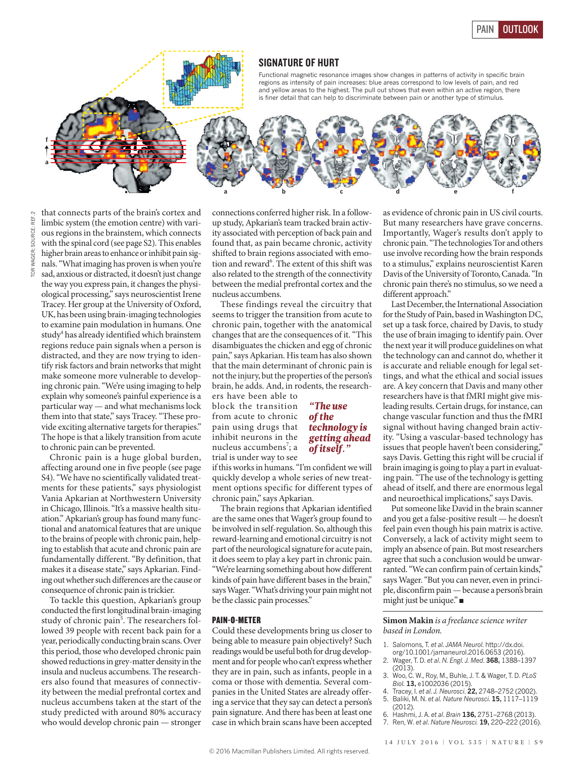## SIGNATURE OF HURT

Functional magnetic resonance images show changes in patterns of activity in specific brain regions as intensity of pain increases: blue areas correspond to low levels of pain, and red and yellow areas to the highest. The pull out shows that even within an active region, there is finer detail that can help to discriminate between pain or another type of stimulus.

TOR WAGER; SOURCE: REF. 2

that connects parts of the brain's cortex and limbic system (the emotion centre) with various regions in the brainstem, which connects with the spinal cord (see page S2). This enables higher brain areas to enhance or inhibit pain signals. "What imaging has proven is when you're sad, anxious or distracted, it doesn't just change the way you express pain, it changes the physiological processing," says neuroscientist Irene Tracey. Her group at the University of Oxford, UK, has been using brain-imaging technologies to examine pain modulation in humans. One study[4] has already identified which brainstem regions reduce pain signals when a person is distracted, and they are now trying to identify risk factors and brain networks that might make someone more vulnerable to developing chronic pain. "We're using imaging to help explain why someone's painful experience is a particular way — and what mechanisms lock them into that state," says Tracey. "These provide exciting alternative targets for therapies." The hope is that a likely transition from acute to chronic pain can be prevented.

Chronic pain is a huge global burden, affecting around one in five people (see page S4). "We have no scientifically validated treatments for these patients," says physiologist Vania Apkarian at Northwestern University in Chicago, Illinois. "It's a massive health situation." Apkarian's group has found many functional and anatomical features that are unique to the brains of people with chronic pain, helping to establish that acute and chronic pain are fundamentally different. "By definition, that makes it a disease state," says Apkarian. Finding out whether such differences are the cause or consequence of chronic pain is trickier.

To tackle this question, Apkarian's group conducted the first longitudinal brain-imaging study of chronic pain[5]. The researchers followed 39 people with recent back pain for a year, periodically conducting brain scans. Over this period, those who developed chronic pain showed reductions in grey-matter density in the insula and nucleus accumbens. The researchers also found that measures of connectivity between the medial prefrontal cortex and nucleus accumbens taken at the start of the study predicted with around 80% accuracy who would develop chronic pain — stronger connections conferred higher risk. In a follow-up study, Apkarian's team tracked brain activity associated with perception of back pain and found that, as pain became chronic, activity shifted to brain regions associated with emotion and reward[6]. The extent of this shift was also related to the strength of the connectivity between the medial prefrontal cortex and the nucleus accumbens.

These findings reveal the circuitry that seems to trigger the transition from acute to chronic pain, together with the anatomical changes that are the consequences of it. "This disambiguates the chicken and egg of chronic pain," says Apkarian. His team has also shown that the main determinant of chronic pain is not the injury, but the properties of the person's brain, he adds. And, in rodents, the researchers have been able to block the transition from acute to chronic pain using drugs that inhibit neurons in the nucleus accumbens[7]; a trial is under way to see if this works in humans. "I'm confident we will quickly develop a whole series of new treatment options specific for different types of chronic pain," says Apkarian.

> ***"The use of the technology is getting ahead of itself."***

The brain regions that Apkarian identified are the same ones that Wager's group found to be involved in self-regulation. So, although this reward-learning and emotional circuitry is not part of the neurological signature for acute pain, it does seem to play a key part in chronic pain. "We're learning something about how different kinds of pain have different bases in the brain," says Wager. "What's driving your pain might not be the classic pain processes."

### PAIN-O-METER

Could these developments bring us closer to being able to measure pain objectively? Such readings would be useful both for drug development and for people who can't express whether they are in pain, such as infants, people in a coma or those with dementia. Several companies in the United States are already offering a service that they say can detect a person's pain signature. And there has been at least one case in which brain scans have been accepted as evidence of chronic pain in US civil courts. But many researchers have grave concerns. Importantly, Wager's results don't apply to chronic pain. "The technologies Tor and others use involve recording how the brain responds to a stimulus," explains neuroscientist Karen Davis of the University of Toronto, Canada. "In chronic pain there's no stimulus, so we need a different approach."

Last December, the International Association for the Study of Pain, based in Washington DC, set up a task force, chaired by Davis, to study the use of brain imaging to identify pain. Over the next year it will produce guidelines on what the technology can and cannot do, whether it is accurate and reliable enough for legal settings, and what the ethical and social issues are. A key concern that Davis and many other researchers have is that fMRI might give misleading results. Certain drugs, for instance, can change vascular function and thus the fMRI signal without having changed brain activity. "Using a vascular-based technology has issues that people haven't been considering," says Davis. Getting this right will be crucial if brain imaging is going to play a part in evaluating pain. "The use of the technology is getting ahead of itself, and there are enormous legal and neuroethical implications," says Davis.

Put someone like David in the brain scanner and you get a false-positive result — he doesn't feel pain even though his pain matrix is active. Conversely, a lack of activity might seem to imply an absence of pain. But most researchers agree that such a conclusion would be unwarranted. "We can confirm pain of certain kinds," says Wager. "But you can never, even in principle, disconfirm pain — because a person's brain might just be unique." ■

**Simon Makin** *is a freelance science writer based in London.*

1. Salomons, T. *et al. JAMA Neurol.* http://dx.doi.org/10.1001/jamaneurol.2016.0653 (2016).
2. Wager, T. D. *et al. N. Engl. J. Med.* **368,** 1388–1397 (2013).
3. Woo, C. W., Roy, M., Buhle, J. T. & Wager, T. D. *PLoS Biol.* **13,** e1002036 (2015).
4. Tracey, I. *et al. J. Neurosci.* **22,** 2748–2752 (2002).
5. Baliki, M. N. *et al. Nature Neurosci.* **15,** 1117–1119 (2012).
6. Hashmi, J. A. *et al. Brain* **136,** 2751–2768 (2013).
7. Ren, W. *et al. Nature Neurosci.* **19,** 220–222 (2016).

© 2016 Macmillan Publishers Limited. All rights reserved.